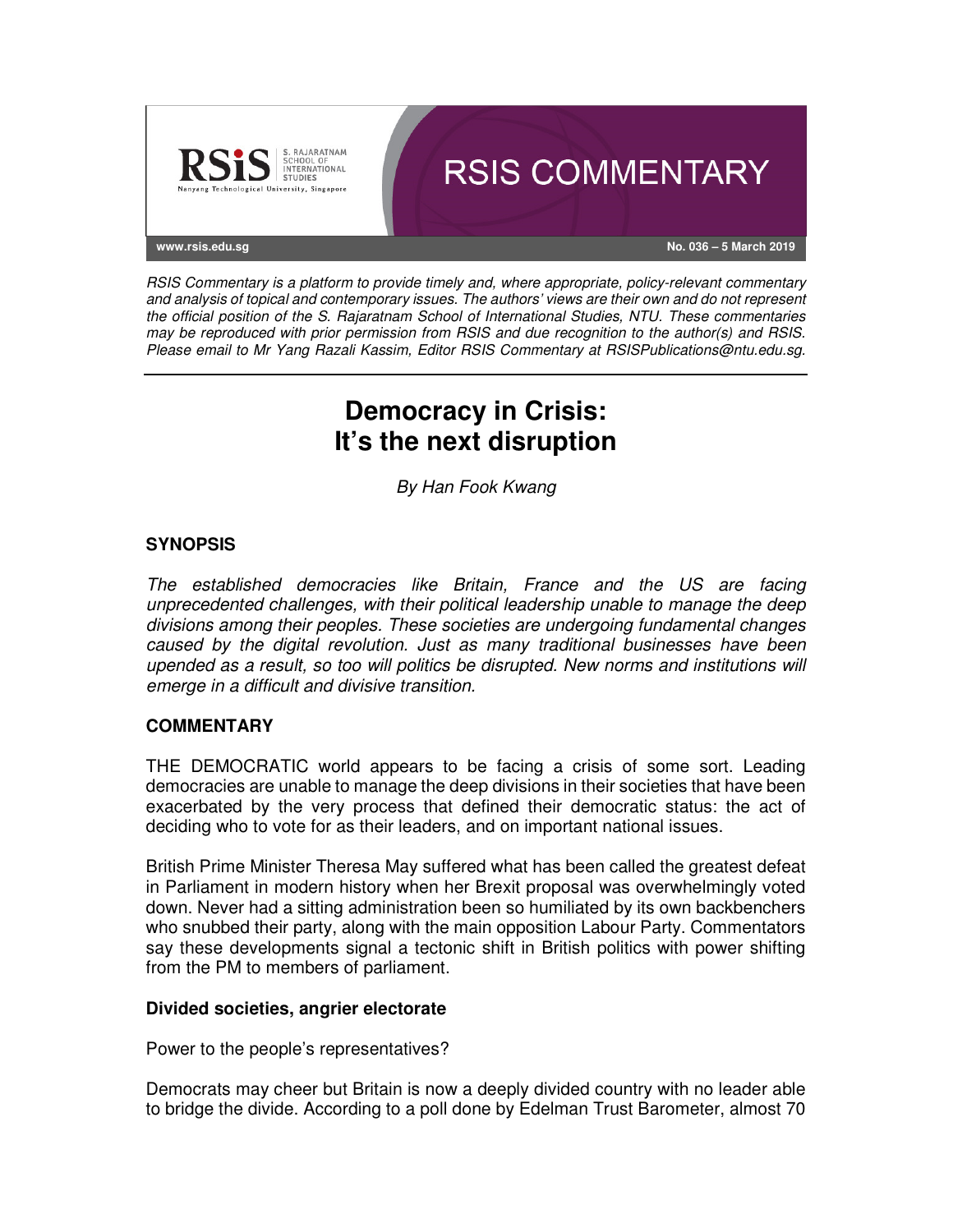RSIS COMMENTARY

www.rsis.edu.sg

No. 036 – 5 March 2019

*RSIS Commentary is a platform to provide timely and, where appropriate, policy-relevant commentary and analysis of topical and contemporary issues. The authors' views are their own and do not represent the official position of the S. Rajaratnam School of International Studies, NTU. These commentaries may be reproduced with prior permission from RSIS and due recognition to the author(s) and RSIS. Please email to Mr Yang Razali Kassim, Editor RSIS Commentary at RSISPublications@ntu.edu.sg.*

# Democracy in Crisis: It's the next disruption

*By Han Fook Kwang*

## SYNOPSIS

*The established democracies like Britain, France and the US are facing unprecedented challenges, with their political leadership unable to manage the deep divisions among their peoples. These societies are undergoing fundamental changes caused by the digital revolution. Just as many traditional businesses have been upended as a result, so too will politics be disrupted. New norms and institutions will emerge in a difficult and divisive transition.*

## COMMENTARY

THE DEMOCRATIC world appears to be facing a crisis of some sort. Leading democracies are unable to manage the deep divisions in their societies that have been exacerbated by the very process that defined their democratic status: the act of deciding who to vote for as their leaders, and on important national issues.

British Prime Minister Theresa May suffered what has been called the greatest defeat in Parliament in modern history when her Brexit proposal was overwhelmingly voted down. Never had a sitting administration been so humiliated by its own backbenchers who snubbed their party, along with the main opposition Labour Party. Commentators say these developments signal a tectonic shift in British politics with power shifting from the PM to members of parliament.

### Divided societies, angrier electorate

Power to the people's representatives?

Democrats may cheer but Britain is now a deeply divided country with no leader able to bridge the divide. According to a poll done by Edelman Trust Barometer, almost 70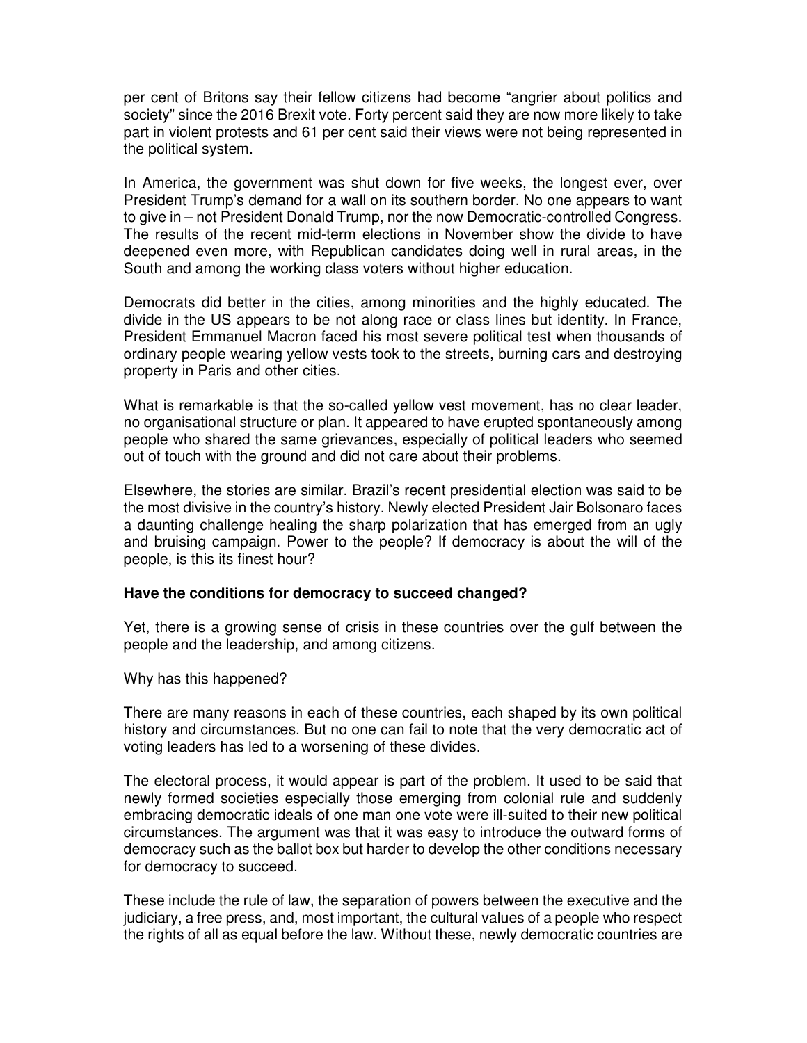per cent of Britons say their fellow citizens had become "angrier about politics and society" since the 2016 Brexit vote. Forty percent said they are now more likely to take part in violent protests and 61 per cent said their views were not being represented in the political system.

In America, the government was shut down for five weeks, the longest ever, over President Trump's demand for a wall on its southern border. No one appears to want to give in – not President Donald Trump, nor the now Democratic-controlled Congress. The results of the recent mid-term elections in November show the divide to have deepened even more, with Republican candidates doing well in rural areas, in the South and among the working class voters without higher education.

Democrats did better in the cities, among minorities and the highly educated. The divide in the US appears to be not along race or class lines but identity. In France, President Emmanuel Macron faced his most severe political test when thousands of ordinary people wearing yellow vests took to the streets, burning cars and destroying property in Paris and other cities.

What is remarkable is that the so-called yellow vest movement, has no clear leader, no organisational structure or plan. It appeared to have erupted spontaneously among people who shared the same grievances, especially of political leaders who seemed out of touch with the ground and did not care about their problems.

Elsewhere, the stories are similar. Brazil's recent presidential election was said to be the most divisive in the country's history. Newly elected President Jair Bolsonaro faces a daunting challenge healing the sharp polarization that has emerged from an ugly and bruising campaign. Power to the people? If democracy is about the will of the people, is this its finest hour?

**Have the conditions for democracy to succeed changed?**

Yet, there is a growing sense of crisis in these countries over the gulf between the people and the leadership, and among citizens.

Why has this happened?

There are many reasons in each of these countries, each shaped by its own political history and circumstances. But no one can fail to note that the very democratic act of voting leaders has led to a worsening of these divides.

The electoral process, it would appear is part of the problem. It used to be said that newly formed societies especially those emerging from colonial rule and suddenly embracing democratic ideals of one man one vote were ill-suited to their new political circumstances. The argument was that it was easy to introduce the outward forms of democracy such as the ballot box but harder to develop the other conditions necessary for democracy to succeed.

These include the rule of law, the separation of powers between the executive and the judiciary, a free press, and, most important, the cultural values of a people who respect the rights of all as equal before the law. Without these, newly democratic countries are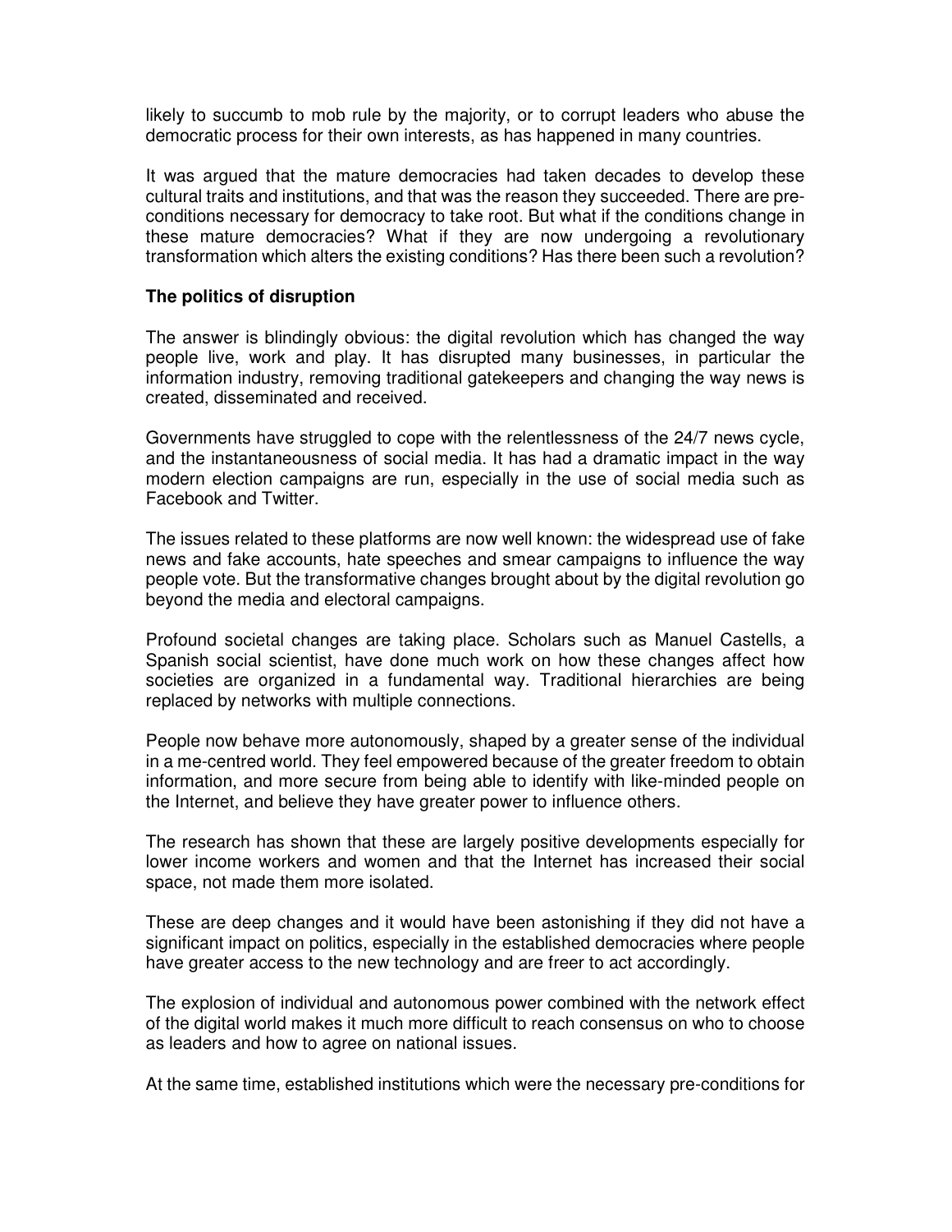likely to succumb to mob rule by the majority, or to corrupt leaders who abuse the democratic process for their own interests, as has happened in many countries.

It was argued that the mature democracies had taken decades to develop these cultural traits and institutions, and that was the reason they succeeded. There are pre-conditions necessary for democracy to take root. But what if the conditions change in these mature democracies? What if they are now undergoing a revolutionary transformation which alters the existing conditions? Has there been such a revolution?

**The politics of disruption**

The answer is blindingly obvious: the digital revolution which has changed the way people live, work and play. It has disrupted many businesses, in particular the information industry, removing traditional gatekeepers and changing the way news is created, disseminated and received.

Governments have struggled to cope with the relentlessness of the 24/7 news cycle, and the instantaneousness of social media. It has had a dramatic impact in the way modern election campaigns are run, especially in the use of social media such as Facebook and Twitter.

The issues related to these platforms are now well known: the widespread use of fake news and fake accounts, hate speeches and smear campaigns to influence the way people vote. But the transformative changes brought about by the digital revolution go beyond the media and electoral campaigns.

Profound societal changes are taking place. Scholars such as Manuel Castells, a Spanish social scientist, have done much work on how these changes affect how societies are organized in a fundamental way. Traditional hierarchies are being replaced by networks with multiple connections.

People now behave more autonomously, shaped by a greater sense of the individual in a me-centred world. They feel empowered because of the greater freedom to obtain information, and more secure from being able to identify with like-minded people on the Internet, and believe they have greater power to influence others.

The research has shown that these are largely positive developments especially for lower income workers and women and that the Internet has increased their social space, not made them more isolated.

These are deep changes and it would have been astonishing if they did not have a significant impact on politics, especially in the established democracies where people have greater access to the new technology and are freer to act accordingly.

The explosion of individual and autonomous power combined with the network effect of the digital world makes it much more difficult to reach consensus on who to choose as leaders and how to agree on national issues.

At the same time, established institutions which were the necessary pre-conditions for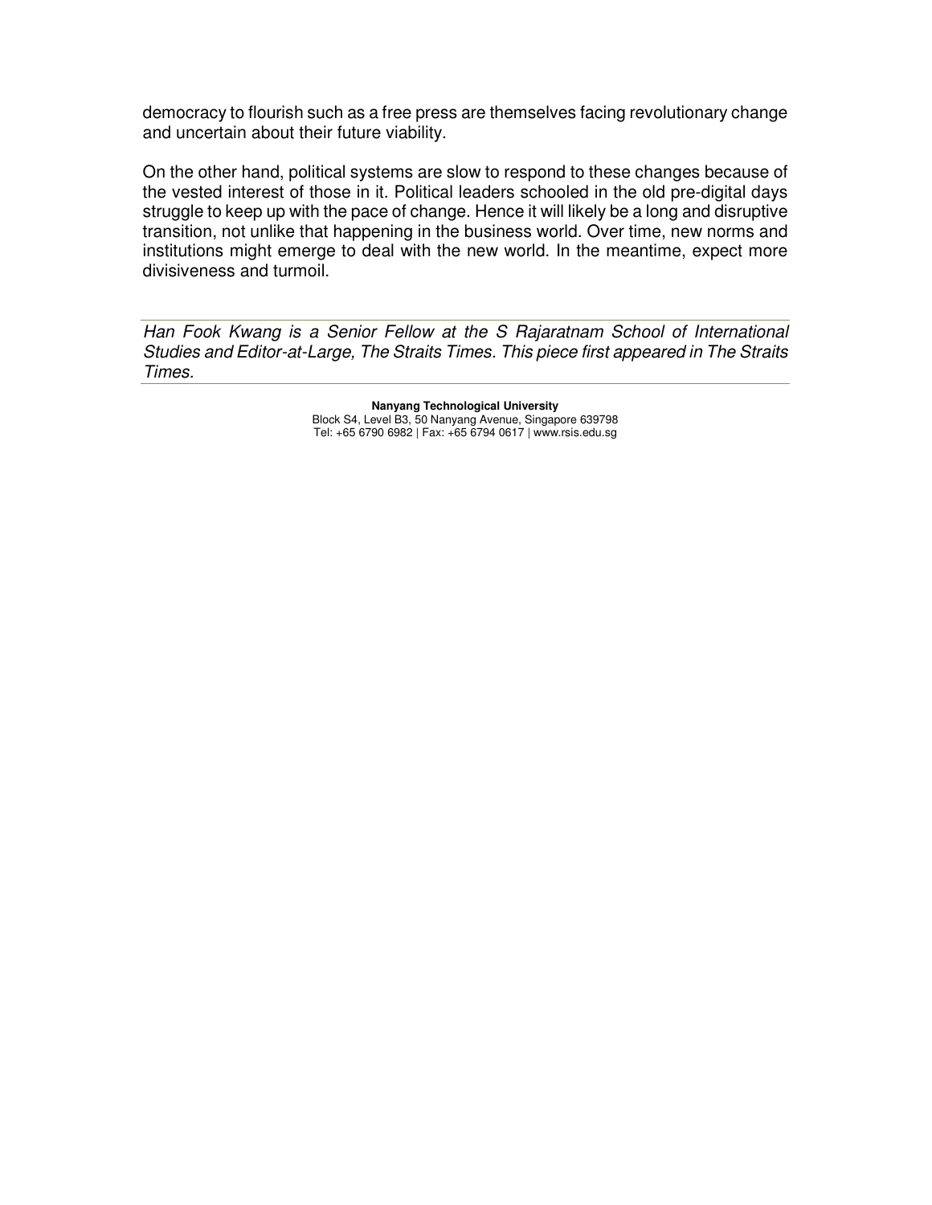democracy to flourish such as a free press are themselves facing revolutionary change and uncertain about their future viability.

On the other hand, political systems are slow to respond to these changes because of the vested interest of those in it. Political leaders schooled in the old pre-digital days struggle to keep up with the pace of change. Hence it will likely be a long and disruptive transition, not unlike that happening in the business world. Over time, new norms and institutions might emerge to deal with the new world. In the meantime, expect more divisiveness and turmoil.

---

*Han Fook Kwang is a Senior Fellow at the S Rajaratnam School of International Studies and Editor-at-Large, The Straits Times. This piece first appeared in The Straits Times.*

---

**Nanyang Technological University**
Block S4, Level B3, 50 Nanyang Avenue, Singapore 639798
Tel: +65 6790 6982 | Fax: +65 6794 0617 | www.rsis.edu.sg